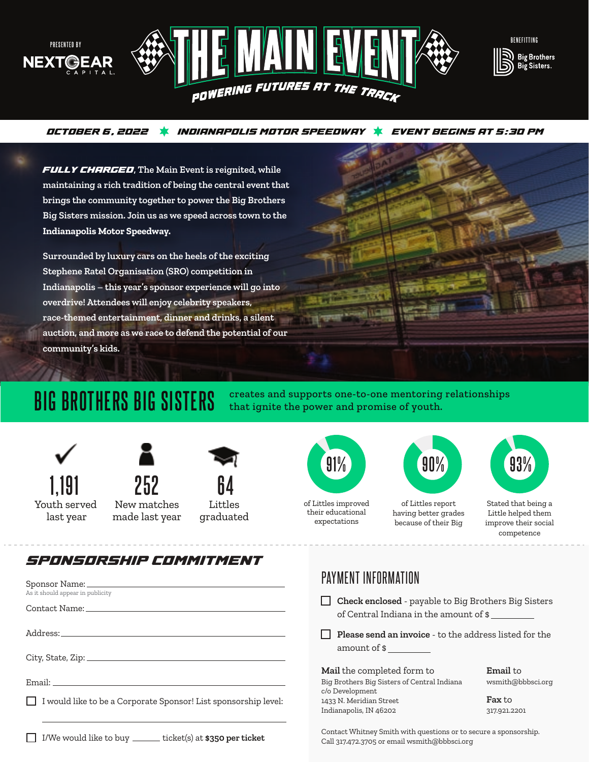PRESENTED BY

NEXTGEAR CAPITAL

# THE MAIN EVENT

POWERING FUTURES AT THE TRACK

BENEFITTING

Big Brothers Big Sisters.

**OCTOBER 6, 2022 ✶ INDIANAPOLIS MOTOR SPEEDWAY ✶ EVENT BEGINS AT 5:30 PM**

***FULLY CHARGED***, The Main Event is reignited, while maintaining a rich tradition of being the central event that brings the community together to power the Big Brothers Big Sisters mission. Join us as we speed across town to the **Indianapolis Motor Speedway.**

Surrounded by luxury cars on the heels of the exciting Stephene Ratel Organisation (SRO) competition in Indianapolis – this year's sponsor experience will go into overdrive! Attendees will enjoy celebrity speakers, race-themed entertainment, dinner and drinks, a silent auction, and more as we race to defend the potential of our community's kids.

## BIG BROTHERS BIG SISTERS

creates and supports one-to-one mentoring relationships that ignite the power and promise of youth.

- **1,191** Youth served last year
- **252** New matches made last year
- **64** Littles graduated
- **91%** of Littles improved their educational expectations
- **90%** of Littles report having better grades because of their Big
- **93%** Stated that being a Little helped them improve their social competence

## SPONSORSHIP COMMITMENT

Sponsor Name: ______________________________
As it should appear in publicity

Contact Name: ______________________________

Address: ______________________________

City, State, Zip: ______________________________

Email: ______________________________

☐ I would like to be a Corporate Sponsor! List sponsorship level:

______________________________

☐ I/We would like to buy ______ ticket(s) at **$350 per ticket**

## PAYMENT INFORMATION

☐ **Check enclosed** - payable to Big Brothers Big Sisters of Central Indiana in the amount of $ __________

☐ **Please send an invoice** - to the address listed for the amount of $ __________

**Mail** the completed form to
Big Brothers Big Sisters of Central Indiana
c/o Development
1433 N. Meridian Street
Indianapolis, IN 46202

**Email** to
wsmith@bbbsci.org

**Fax** to
317.921.2201

Contact Whitney Smith with questions or to secure a sponsorship.
Call 317.472.3705 or email wsmith@bbbsci.org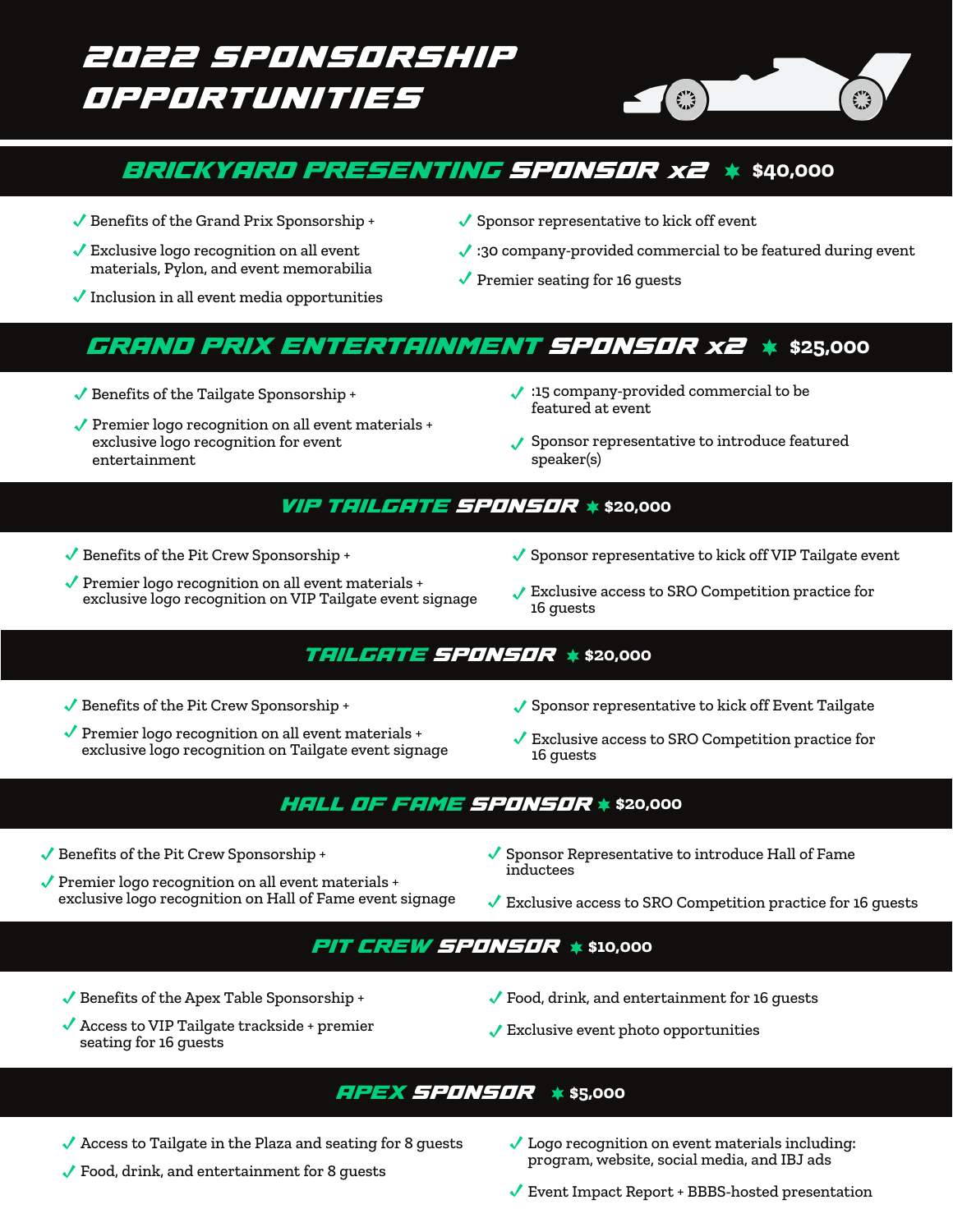# 2022 SPONSORSHIP OPPORTUNITIES

## BRICKYARD PRESENTING SPONSOR x2 ✶ $40,000

- ✓ Benefits of the Grand Prix Sponsorship +
- ✓ Exclusive logo recognition on all event materials, Pylon, and event memorabilia
- ✓ Inclusion in all event media opportunities
- ✓ Sponsor representative to kick off event
- ✓ :30 company-provided commercial to be featured during event
- ✓ Premier seating for 16 guests

## GRAND PRIX ENTERTAINMENT SPONSOR x2 ✶ $25,000

- ✓ Benefits of the Tailgate Sponsorship +
- ✓ Premier logo recognition on all event materials + exclusive logo recognition for event entertainment
- ✓ :15 company-provided commercial to be featured at event
- ✓ Sponsor representative to introduce featured speaker(s)

## VIP TAILGATE SPONSOR ✶ $20,000

- ✓ Benefits of the Pit Crew Sponsorship +
- ✓ Premier logo recognition on all event materials + exclusive logo recognition on VIP Tailgate event signage
- ✓ Sponsor representative to kick off VIP Tailgate event
- ✓ Exclusive access to SRO Competition practice for 16 guests

## TAILGATE SPONSOR ✶ $20,000

- ✓ Benefits of the Pit Crew Sponsorship +
- ✓ Premier logo recognition on all event materials + exclusive logo recognition on Tailgate event signage
- ✓ Sponsor representative to kick off Event Tailgate
- ✓ Exclusive access to SRO Competition practice for 16 guests

## HALL OF FAME SPONSOR ✶ $20,000

- ✓ Benefits of the Pit Crew Sponsorship +
- ✓ Premier logo recognition on all event materials + exclusive logo recognition on Hall of Fame event signage
- ✓ Sponsor Representative to introduce Hall of Fame inductees
- ✓ Exclusive access to SRO Competition practice for 16 guests

## PIT CREW SPONSOR ✶ $10,000

- ✓ Benefits of the Apex Table Sponsorship +
- ✓ Access to VIP Tailgate trackside + premier seating for 16 guests
- ✓ Food, drink, and entertainment for 16 guests
- ✓ Exclusive event photo opportunities

## APEX SPONSOR ✶ $5,000

- ✓ Access to Tailgate in the Plaza and seating for 8 guests
- ✓ Food, drink, and entertainment for 8 guests
- ✓ Logo recognition on event materials including: program, website, social media, and IBJ ads
- ✓ Event Impact Report + BBBS-hosted presentation